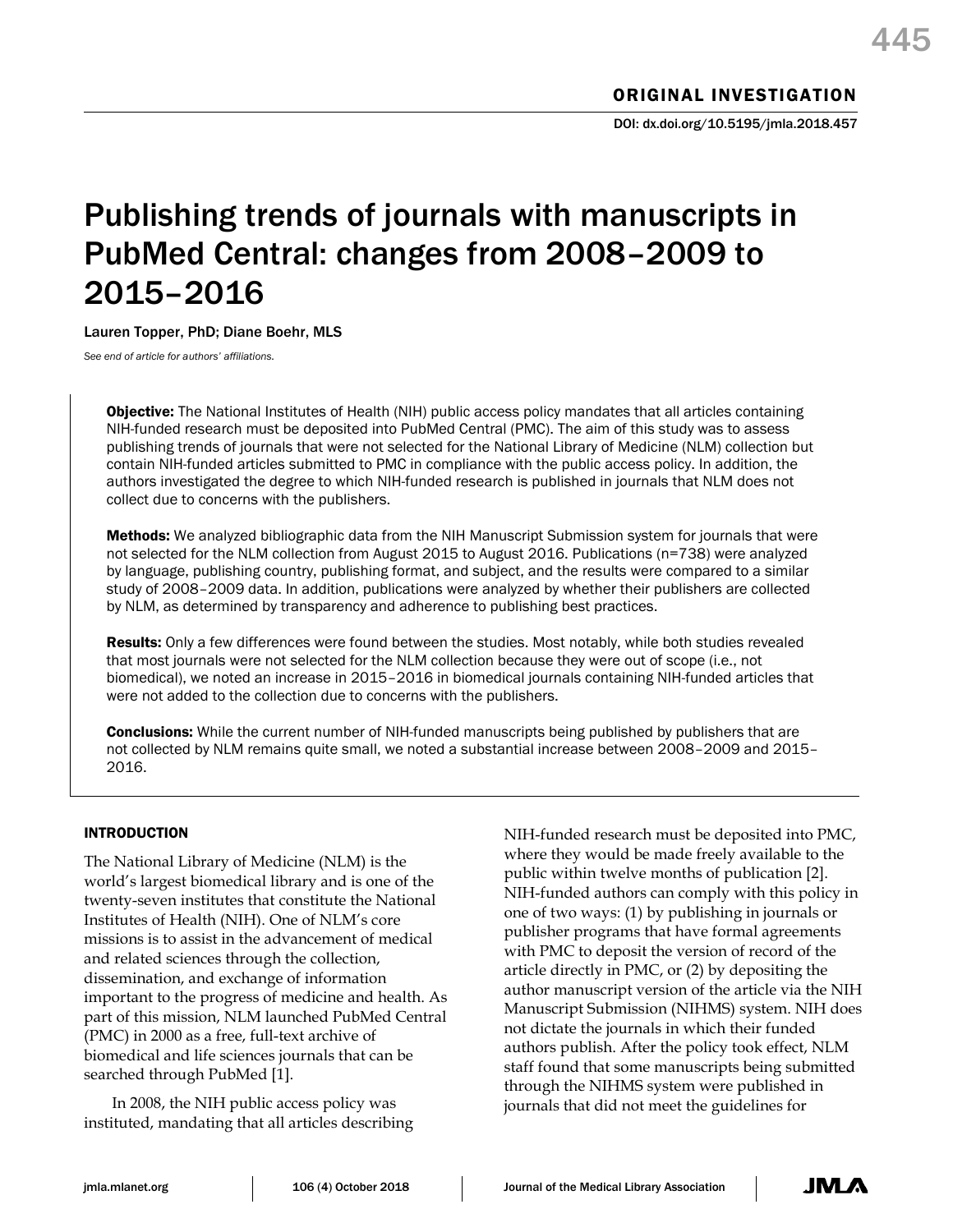ORIGINAL INVESTIGATION

DOI: dx.doi.org/10.5195/jmla.2018.457

# Publishing trends of journals with manuscripts in PubMed Central: changes from 2008–2009 to 2015–2016

Lauren Topper, PhD; Diane Boehr, MLS

*See end of article for authors' affiliations.*

**Objective:** The National Institutes of Health (NIH) public access policy mandates that all articles containing NIH-funded research must be deposited into PubMed Central (PMC). The aim of this study was to assess publishing trends of journals that were not selected for the National Library of Medicine (NLM) collection but contain NIH-funded articles submitted to PMC in compliance with the public access policy. In addition, the authors investigated the degree to which NIH-funded research is published in journals that NLM does not collect due to concerns with the publishers.

**Methods:** We analyzed bibliographic data from the NIH Manuscript Submission system for journals that were not selected for the NLM collection from August 2015 to August 2016. Publications (n=738) were analyzed by language, publishing country, publishing format, and subject, and the results were compared to a similar study of 2008–2009 data. In addition, publications were analyzed by whether their publishers are collected by NLM, as determined by transparency and adherence to publishing best practices.

**Results:** Only a few differences were found between the studies. Most notably, while both studies revealed that most journals were not selected for the NLM collection because they were out of scope (i.e., not biomedical), we noted an increase in 2015–2016 in biomedical journals containing NIH-funded articles that were not added to the collection due to concerns with the publishers.

**Conclusions:** While the current number of NIH-funded manuscripts being published by publishers that are not collected by NLM remains quite small, we noted a substantial increase between 2008–2009 and 2015–2016.

## INTRODUCTION

The National Library of Medicine (NLM) is the world's largest biomedical library and is one of the twenty-seven institutes that constitute the National Institutes of Health (NIH). One of NLM's core missions is to assist in the advancement of medical and related sciences through the collection, dissemination, and exchange of information important to the progress of medicine and health. As part of this mission, NLM launched PubMed Central (PMC) in 2000 as a free, full-text archive of biomedical and life sciences journals that can be searched through PubMed [1].

In 2008, the NIH public access policy was instituted, mandating that all articles describing NIH-funded research must be deposited into PMC, where they would be made freely available to the public within twelve months of publication [2]. NIH-funded authors can comply with this policy in one of two ways: (1) by publishing in journals or publisher programs that have formal agreements with PMC to deposit the version of record of the article directly in PMC, or (2) by depositing the author manuscript version of the article via the NIH Manuscript Submission (NIHMS) system. NIH does not dictate the journals in which their funded authors publish. After the policy took effect, NLM staff found that some manuscripts being submitted through the NIHMS system were published in journals that did not meet the guidelines for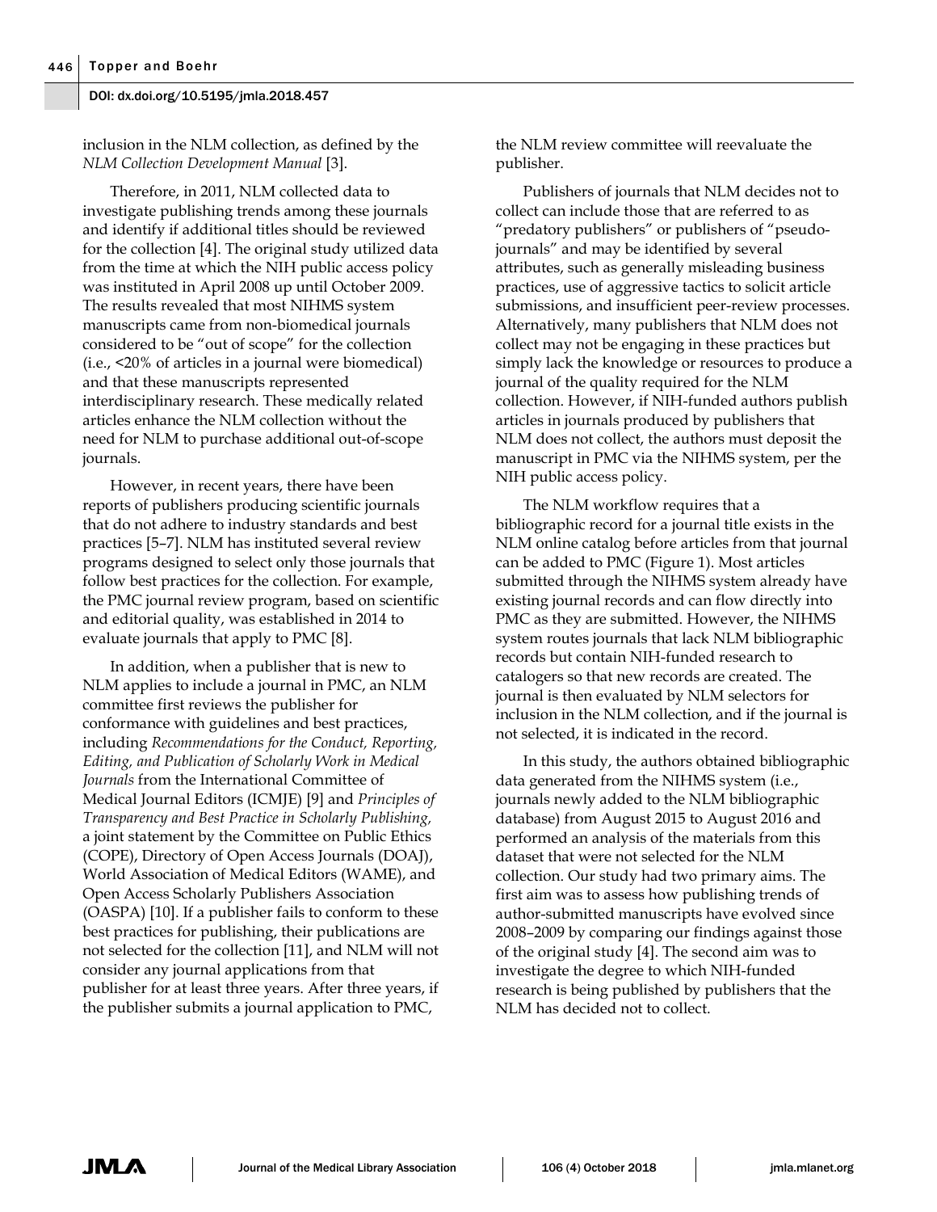inclusion in the NLM collection, as defined by the *NLM Collection Development Manual* [3].

Therefore, in 2011, NLM collected data to investigate publishing trends among these journals and identify if additional titles should be reviewed for the collection [4]. The original study utilized data from the time at which the NIH public access policy was instituted in April 2008 up until October 2009. The results revealed that most NIHMS system manuscripts came from non-biomedical journals considered to be "out of scope" for the collection (i.e., <20% of articles in a journal were biomedical) and that these manuscripts represented interdisciplinary research. These medically related articles enhance the NLM collection without the need for NLM to purchase additional out-of-scope journals.

However, in recent years, there have been reports of publishers producing scientific journals that do not adhere to industry standards and best practices [5–7]. NLM has instituted several review programs designed to select only those journals that follow best practices for the collection. For example, the PMC journal review program, based on scientific and editorial quality, was established in 2014 to evaluate journals that apply to PMC [8].

In addition, when a publisher that is new to NLM applies to include a journal in PMC, an NLM committee first reviews the publisher for conformance with guidelines and best practices, including *Recommendations for the Conduct, Reporting, Editing, and Publication of Scholarly Work in Medical Journals* from the International Committee of Medical Journal Editors (ICMJE) [9] and *Principles of Transparency and Best Practice in Scholarly Publishing,* a joint statement by the Committee on Public Ethics (COPE), Directory of Open Access Journals (DOAJ), World Association of Medical Editors (WAME), and Open Access Scholarly Publishers Association (OASPA) [10]. If a publisher fails to conform to these best practices for publishing, their publications are not selected for the collection [11], and NLM will not consider any journal applications from that publisher for at least three years. After three years, if the publisher submits a journal application to PMC, the NLM review committee will reevaluate the publisher.

Publishers of journals that NLM decides not to collect can include those that are referred to as "predatory publishers" or publishers of "pseudo-journals" and may be identified by several attributes, such as generally misleading business practices, use of aggressive tactics to solicit article submissions, and insufficient peer-review processes. Alternatively, many publishers that NLM does not collect may not be engaging in these practices but simply lack the knowledge or resources to produce a journal of the quality required for the NLM collection. However, if NIH-funded authors publish articles in journals produced by publishers that NLM does not collect, the authors must deposit the manuscript in PMC via the NIHMS system, per the NIH public access policy.

The NLM workflow requires that a bibliographic record for a journal title exists in the NLM online catalog before articles from that journal can be added to PMC (Figure 1). Most articles submitted through the NIHMS system already have existing journal records and can flow directly into PMC as they are submitted. However, the NIHMS system routes journals that lack NLM bibliographic records but contain NIH-funded research to catalogers so that new records are created. The journal is then evaluated by NLM selectors for inclusion in the NLM collection, and if the journal is not selected, it is indicated in the record.

In this study, the authors obtained bibliographic data generated from the NIHMS system (i.e., journals newly added to the NLM bibliographic database) from August 2015 to August 2016 and performed an analysis of the materials from this dataset that were not selected for the NLM collection. Our study had two primary aims. The first aim was to assess how publishing trends of author-submitted manuscripts have evolved since 2008–2009 by comparing our findings against those of the original study [4]. The second aim was to investigate the degree to which NIH-funded research is being published by publishers that the NLM has decided not to collect.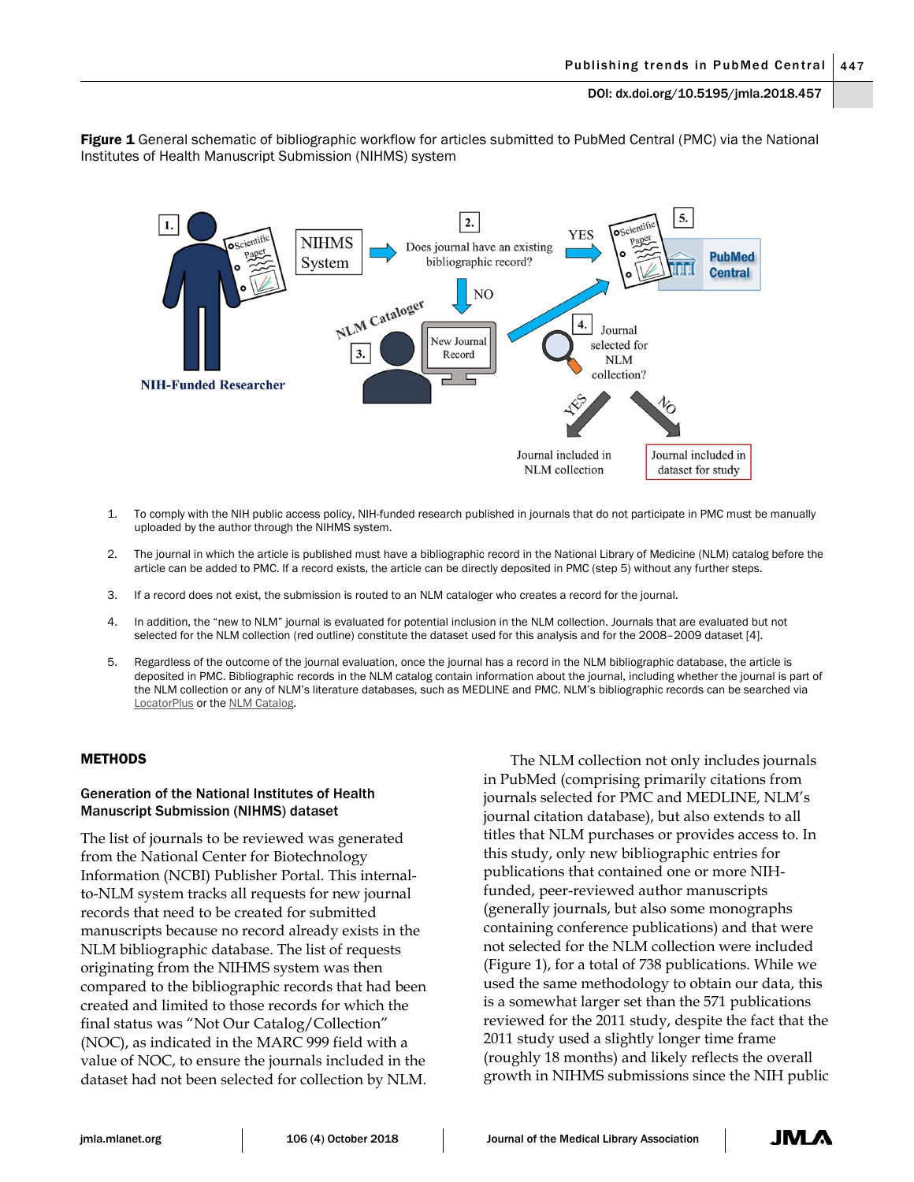**Figure 1** General schematic of bibliographic workflow for articles submitted to PubMed Central (PMC) via the National Institutes of Health Manuscript Submission (NIHMS) system

1. To comply with the NIH public access policy, NIH-funded research published in journals that do not participate in PMC must be manually uploaded by the author through the NIHMS system.
2. The journal in which the article is published must have a bibliographic record in the National Library of Medicine (NLM) catalog before the article can be added to PMC. If a record exists, the article can be directly deposited in PMC (step 5) without any further steps.
3. If a record does not exist, the submission is routed to an NLM cataloger who creates a record for the journal.
4. In addition, the "new to NLM" journal is evaluated for potential inclusion in the NLM collection. Journals that are evaluated but not selected for the NLM collection (red outline) constitute the dataset used for this analysis and for the 2008–2009 dataset [4].
5. Regardless of the outcome of the journal evaluation, once the journal has a record in the NLM bibliographic database, the article is deposited in PMC. Bibliographic records in the NLM catalog contain information about the journal, including whether the journal is part of the NLM collection or any of NLM's literature databases, such as MEDLINE and PMC. NLM's bibliographic records can be searched via LocatorPlus or the NLM Catalog.

## METHODS

### Generation of the National Institutes of Health Manuscript Submission (NIHMS) dataset

The list of journals to be reviewed was generated from the National Center for Biotechnology Information (NCBI) Publisher Portal. This internal-to-NLM system tracks all requests for new journal records that need to be created for submitted manuscripts because no record already exists in the NLM bibliographic database. The list of requests originating from the NIHMS system was then compared to the bibliographic records that had been created and limited to those records for which the final status was "Not Our Catalog/Collection" (NOC), as indicated in the MARC 999 field with a value of NOC, to ensure the journals included in the dataset had not been selected for collection by NLM.

The NLM collection not only includes journals in PubMed (comprising primarily citations from journals selected for PMC and MEDLINE, NLM's journal citation database), but also extends to all titles that NLM purchases or provides access to. In this study, only new bibliographic entries for publications that contained one or more NIH-funded, peer-reviewed author manuscripts (generally journals, but also some monographs containing conference publications) and that were not selected for the NLM collection were included (Figure 1), for a total of 738 publications. While we used the same methodology to obtain our data, this is a somewhat larger set than the 571 publications reviewed for the 2011 study, despite the fact that the 2011 study used a slightly longer time frame (roughly 18 months) and likely reflects the overall growth in NIHMS submissions since the NIH public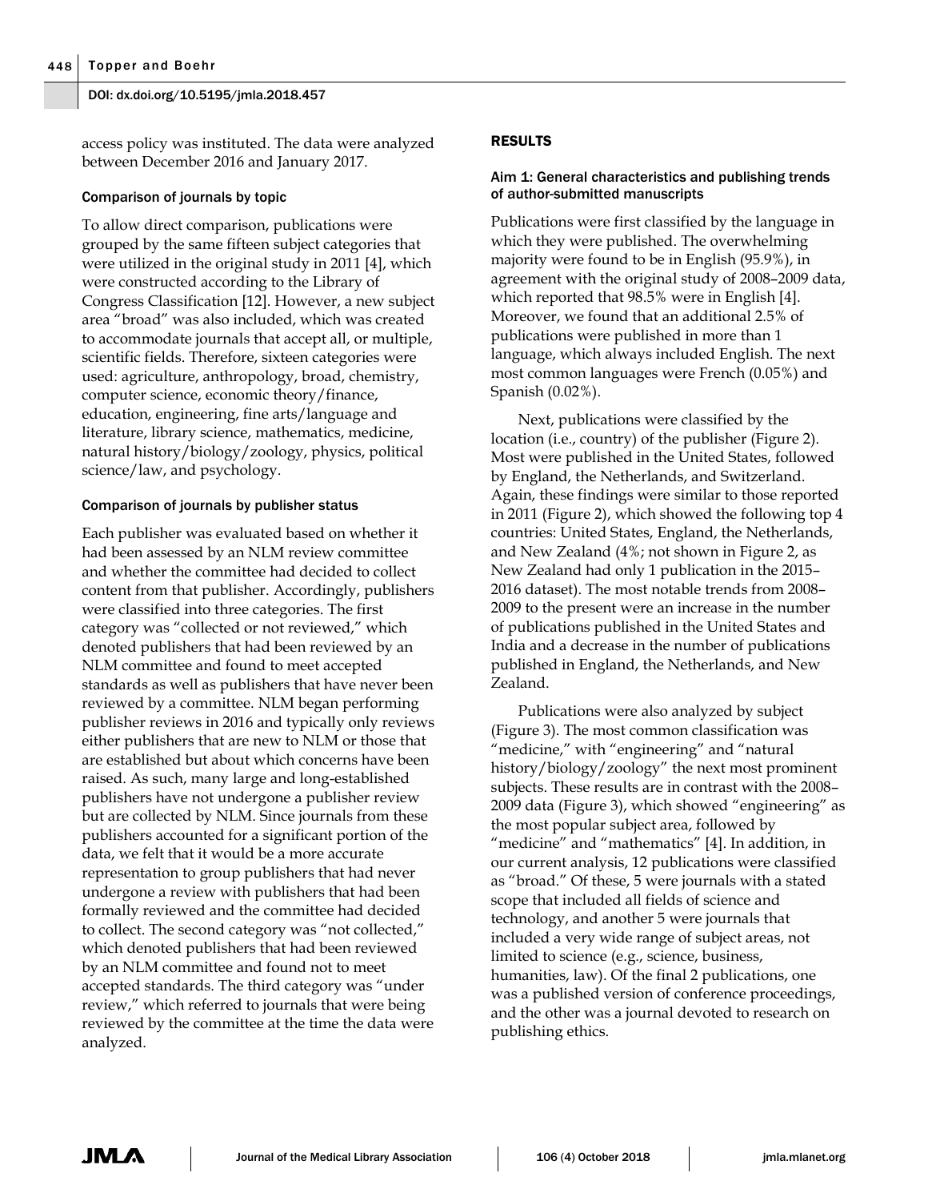access policy was instituted. The data were analyzed between December 2016 and January 2017.

### Comparison of journals by topic

To allow direct comparison, publications were grouped by the same fifteen subject categories that were utilized in the original study in 2011 [4], which were constructed according to the Library of Congress Classification [12]. However, a new subject area "broad" was also included, which was created to accommodate journals that accept all, or multiple, scientific fields. Therefore, sixteen categories were used: agriculture, anthropology, broad, chemistry, computer science, economic theory/finance, education, engineering, fine arts/language and literature, library science, mathematics, medicine, natural history/biology/zoology, physics, political science/law, and psychology.

### Comparison of journals by publisher status

Each publisher was evaluated based on whether it had been assessed by an NLM review committee and whether the committee had decided to collect content from that publisher. Accordingly, publishers were classified into three categories. The first category was "collected or not reviewed," which denoted publishers that had been reviewed by an NLM committee and found to meet accepted standards as well as publishers that have never been reviewed by a committee. NLM began performing publisher reviews in 2016 and typically only reviews either publishers that are new to NLM or those that are established but about which concerns have been raised. As such, many large and long-established publishers have not undergone a publisher review but are collected by NLM. Since journals from these publishers accounted for a significant portion of the data, we felt that it would be a more accurate representation to group publishers that had never undergone a review with publishers that had been formally reviewed and the committee had decided to collect. The second category was "not collected," which denoted publishers that had been reviewed by an NLM committee and found not to meet accepted standards. The third category was "under review," which referred to journals that were being reviewed by the committee at the time the data were analyzed.

## RESULTS

### Aim 1: General characteristics and publishing trends of author-submitted manuscripts

Publications were first classified by the language in which they were published. The overwhelming majority were found to be in English (95.9%), in agreement with the original study of 2008–2009 data, which reported that 98.5% were in English [4]. Moreover, we found that an additional 2.5% of publications were published in more than 1 language, which always included English. The next most common languages were French (0.05%) and Spanish (0.02%).

Next, publications were classified by the location (i.e., country) of the publisher (Figure 2). Most were published in the United States, followed by England, the Netherlands, and Switzerland. Again, these findings were similar to those reported in 2011 (Figure 2), which showed the following top 4 countries: United States, England, the Netherlands, and New Zealand (4%; not shown in Figure 2, as New Zealand had only 1 publication in the 2015–2016 dataset). The most notable trends from 2008–2009 to the present were an increase in the number of publications published in the United States and India and a decrease in the number of publications published in England, the Netherlands, and New Zealand.

Publications were also analyzed by subject (Figure 3). The most common classification was "medicine," with "engineering" and "natural history/biology/zoology" the next most prominent subjects. These results are in contrast with the 2008–2009 data (Figure 3), which showed "engineering" as the most popular subject area, followed by "medicine" and "mathematics" [4]. In addition, in our current analysis, 12 publications were classified as "broad." Of these, 5 were journals with a stated scope that included all fields of science and technology, and another 5 were journals that included a very wide range of subject areas, not limited to science (e.g., science, business, humanities, law). Of the final 2 publications, one was a published version of conference proceedings, and the other was a journal devoted to research on publishing ethics.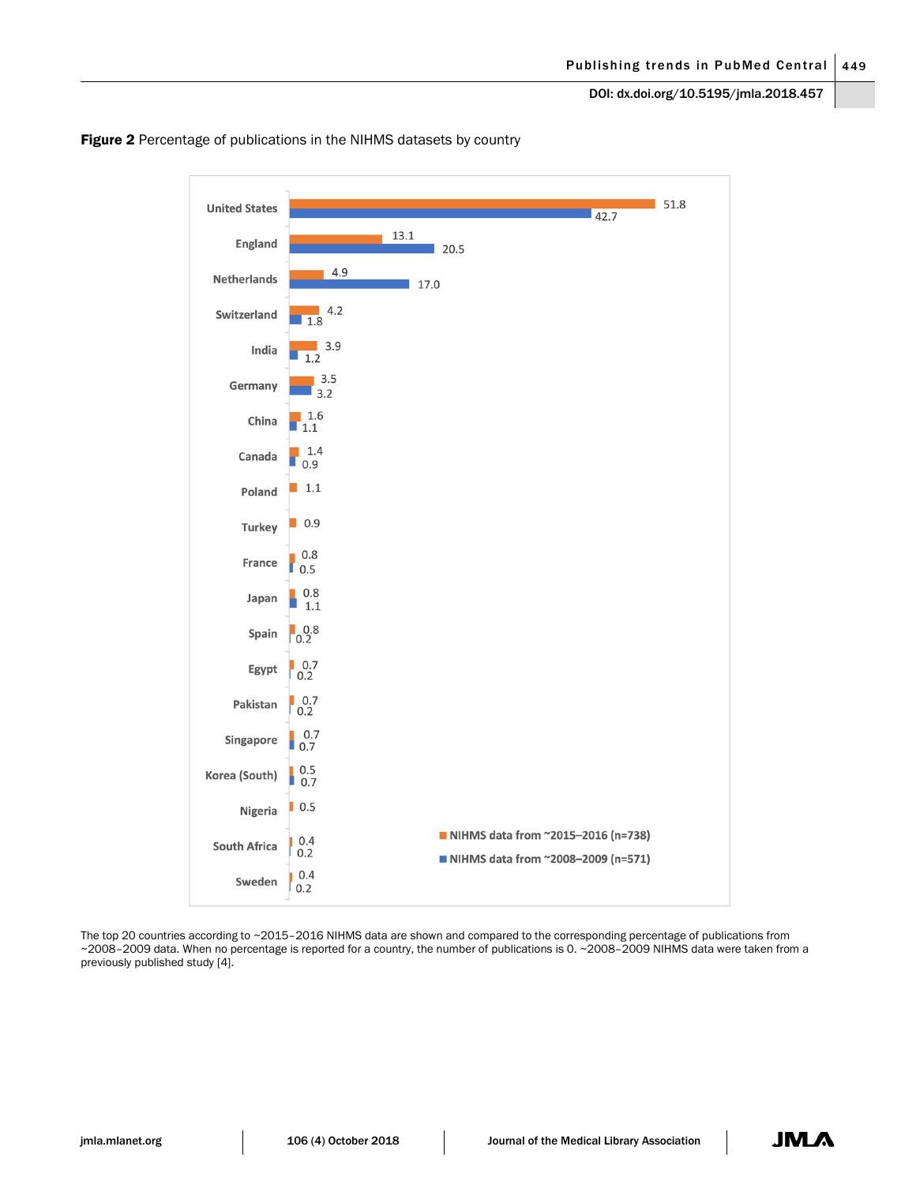**Figure 2** Percentage of publications in the NIHMS datasets by country

| Country | NIHMS data from ~2015–2016 (n=738) | NIHMS data from ~2008–2009 (n=571) |
|---|---|---|
| United States | 51.8 | 42.7 |
| England | 13.1 | 20.5 |
| Netherlands | 4.9 | 17.0 |
| Switzerland | 4.2 | 1.8 |
| India | 3.9 | 1.2 |
| Germany | 3.5 | 3.2 |
| China | 1.6 | 1.1 |
| Canada | 1.4 | 0.9 |
| Poland | 1.1 | |
| Turkey | 0.9 | |
| France | 0.8 | 0.5 |
| Japan | 0.8 | 1.1 |
| Spain | 0.8 | 0.2 |
| Egypt | 0.7 | 0.2 |
| Pakistan | 0.7 | 0.2 |
| Singapore | 0.7 | 0.7 |
| Korea (South) | 0.5 | 0.7 |
| Nigeria | 0.5 | |
| South Africa | 0.4 | 0.2 |
| Sweden | 0.4 | 0.2 |

The top 20 countries according to ~2015–2016 NIHMS data are shown and compared to the corresponding percentage of publications from ~2008–2009 data. When no percentage is reported for a country, the number of publications is 0. ~2008–2009 NIHMS data were taken from a previously published study [4].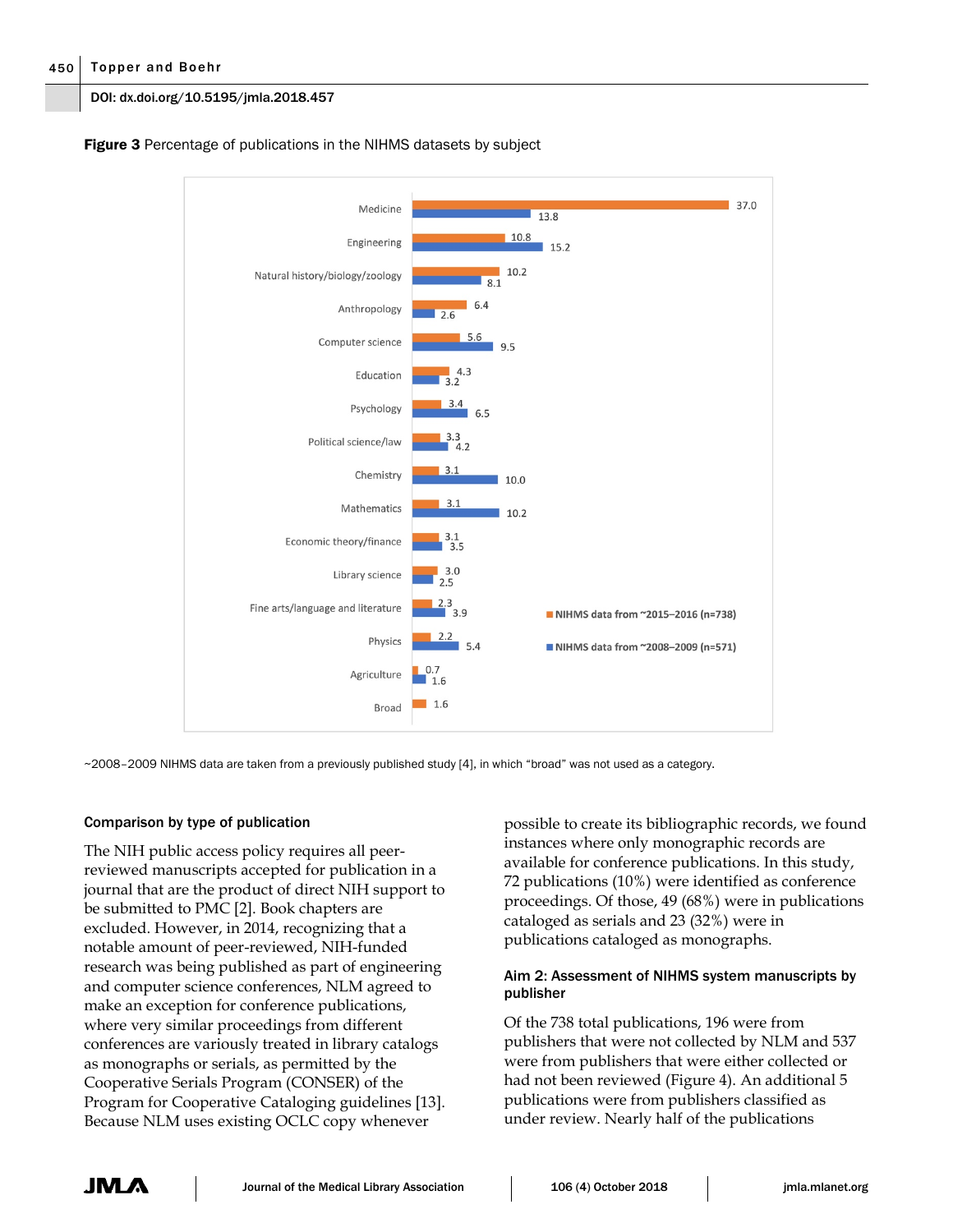DOI: dx.doi.org/10.5195/jmla.2018.457

**Figure 3** Percentage of publications in the NIHMS datasets by subject

| Subject | NIHMS data from ~2015–2016 (n=738) | NIHMS data from ~2008–2009 (n=571) |
|---|---|---|
| Medicine | 37.0 | 13.8 |
| Engineering | 10.8 | 15.2 |
| Natural history/biology/zoology | 10.2 | 8.1 |
| Anthropology | 6.4 | 2.6 |
| Computer science | 5.6 | 9.5 |
| Education | 4.3 | 3.2 |
| Psychology | 3.4 | 6.5 |
| Political science/law | 3.3 | 4.2 |
| Chemistry | 3.1 | 10.0 |
| Mathematics | 3.1 | 10.2 |
| Economic theory/finance | 3.1 | 3.5 |
| Library science | 3.0 | 2.5 |
| Fine arts/language and literature | 2.3 | 3.9 |
| Physics | 2.2 | 5.4 |
| Agriculture | 0.7 | 1.6 |
| Broad | 1.6 | |

~2008–2009 NIHMS data are taken from a previously published study [4], in which "broad" was not used as a category.

### Comparison by type of publication

The NIH public access policy requires all peer-reviewed manuscripts accepted for publication in a journal that are the product of direct NIH support to be submitted to PMC [2]. Book chapters are excluded. However, in 2014, recognizing that a notable amount of peer-reviewed, NIH-funded research was being published as part of engineering and computer science conferences, NLM agreed to make an exception for conference publications, where very similar proceedings from different conferences are variously treated in library catalogs as monographs or serials, as permitted by the Cooperative Serials Program (CONSER) of the Program for Cooperative Cataloging guidelines [13]. Because NLM uses existing OCLC copy whenever possible to create its bibliographic records, we found instances where only monographic records are available for conference publications. In this study, 72 publications (10%) were identified as conference proceedings. Of those, 49 (68%) were in publications cataloged as serials and 23 (32%) were in publications cataloged as monographs.

### Aim 2: Assessment of NIHMS system manuscripts by publisher

Of the 738 total publications, 196 were from publishers that were not collected by NLM and 537 were from publishers that were either collected or had not been reviewed (Figure 4). An additional 5 publications were from publishers classified as under review. Nearly half of the publications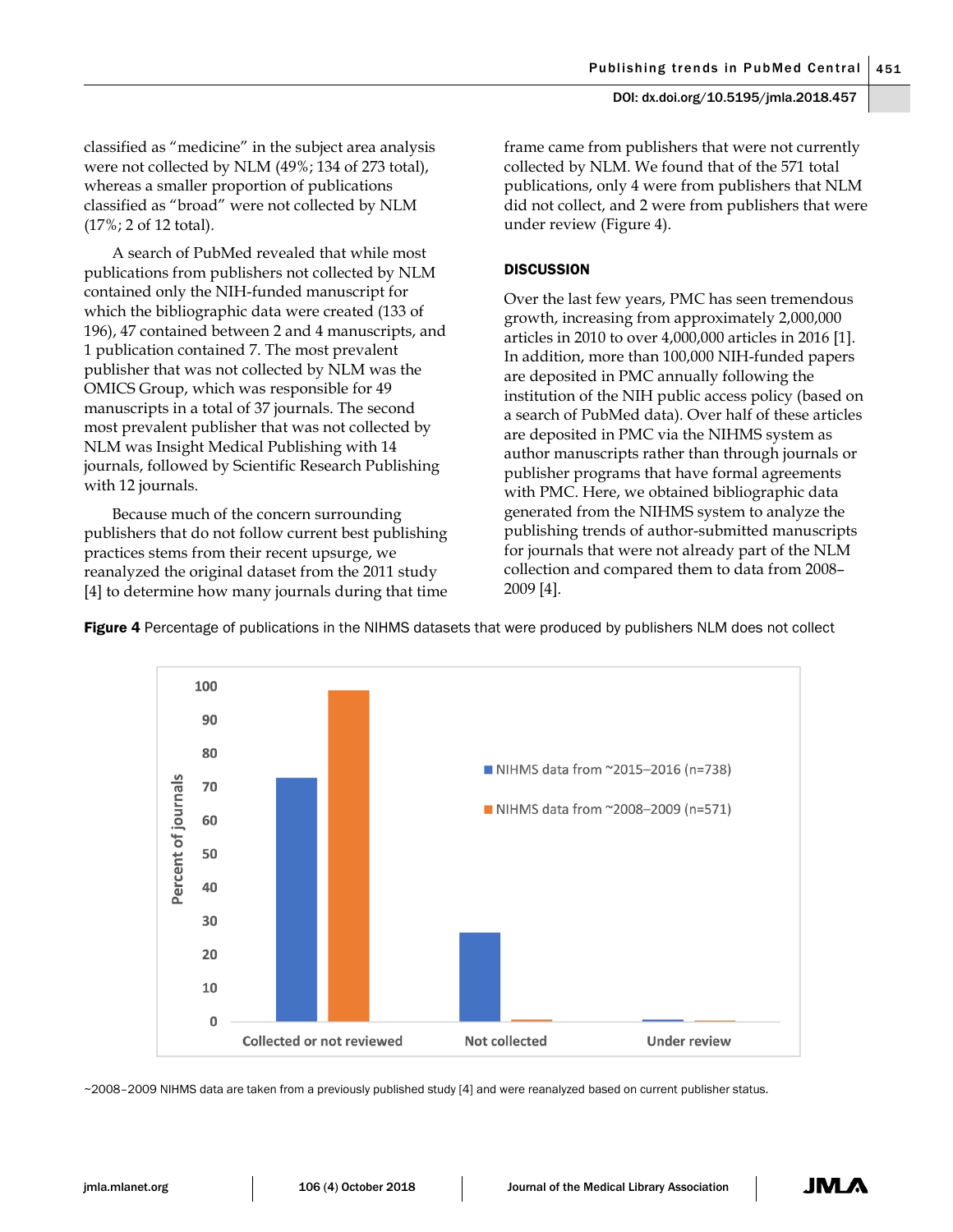classified as "medicine" in the subject area analysis were not collected by NLM (49%; 134 of 273 total), whereas a smaller proportion of publications classified as "broad" were not collected by NLM (17%; 2 of 12 total).

A search of PubMed revealed that while most publications from publishers not collected by NLM contained only the NIH-funded manuscript for which the bibliographic data were created (133 of 196), 47 contained between 2 and 4 manuscripts, and 1 publication contained 7. The most prevalent publisher that was not collected by NLM was the OMICS Group, which was responsible for 49 manuscripts in a total of 37 journals. The second most prevalent publisher that was not collected by NLM was Insight Medical Publishing with 14 journals, followed by Scientific Research Publishing with 12 journals.

Because much of the concern surrounding publishers that do not follow current best publishing practices stems from their recent upsurge, we reanalyzed the original dataset from the 2011 study [4] to determine how many journals during that time frame came from publishers that were not currently collected by NLM. We found that of the 571 total publications, only 4 were from publishers that NLM did not collect, and 2 were from publishers that were under review (Figure 4).

## DISCUSSION

Over the last few years, PMC has seen tremendous growth, increasing from approximately 2,000,000 articles in 2010 to over 4,000,000 articles in 2016 [1]. In addition, more than 100,000 NIH-funded papers are deposited in PMC annually following the institution of the NIH public access policy (based on a search of PubMed data). Over half of these articles are deposited in PMC via the NIHMS system as author manuscripts rather than through journals or publisher programs that have formal agreements with PMC. Here, we obtained bibliographic data generated from the NIHMS system to analyze the publishing trends of author-submitted manuscripts for journals that were not already part of the NLM collection and compared them to data from 2008–2009 [4].

**Figure 4** Percentage of publications in the NIHMS datasets that were produced by publishers NLM does not collect

~2008–2009 NIHMS data are taken from a previously published study [4] and were reanalyzed based on current publisher status.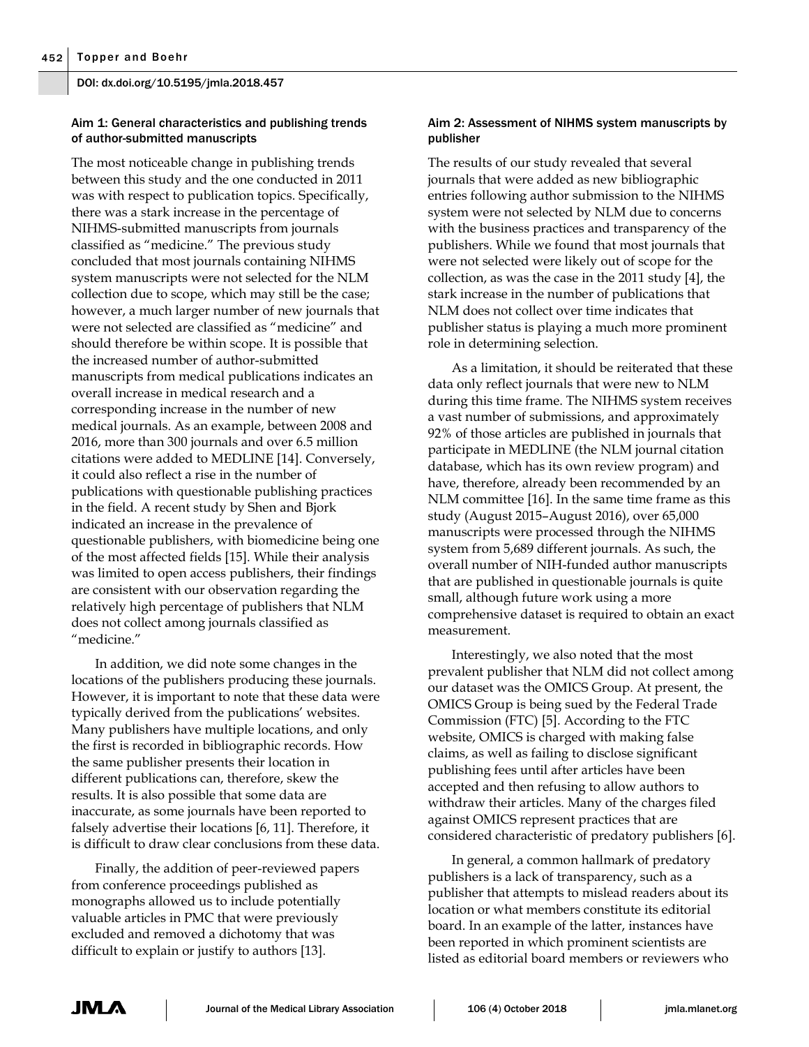### Aim 1: General characteristics and publishing trends of author-submitted manuscripts

The most noticeable change in publishing trends between this study and the one conducted in 2011 was with respect to publication topics. Specifically, there was a stark increase in the percentage of NIHMS-submitted manuscripts from journals classified as "medicine." The previous study concluded that most journals containing NIHMS system manuscripts were not selected for the NLM collection due to scope, which may still be the case; however, a much larger number of new journals that were not selected are classified as "medicine" and should therefore be within scope. It is possible that the increased number of author-submitted manuscripts from medical publications indicates an overall increase in medical research and a corresponding increase in the number of new medical journals. As an example, between 2008 and 2016, more than 300 journals and over 6.5 million citations were added to MEDLINE [14]. Conversely, it could also reflect a rise in the number of publications with questionable publishing practices in the field. A recent study by Shen and Bjork indicated an increase in the prevalence of questionable publishers, with biomedicine being one of the most affected fields [15]. While their analysis was limited to open access publishers, their findings are consistent with our observation regarding the relatively high percentage of publishers that NLM does not collect among journals classified as "medicine."

In addition, we did note some changes in the locations of the publishers producing these journals. However, it is important to note that these data were typically derived from the publications' websites. Many publishers have multiple locations, and only the first is recorded in bibliographic records. How the same publisher presents their location in different publications can, therefore, skew the results. It is also possible that some data are inaccurate, as some journals have been reported to falsely advertise their locations [6, 11]. Therefore, it is difficult to draw clear conclusions from these data.

Finally, the addition of peer-reviewed papers from conference proceedings published as monographs allowed us to include potentially valuable articles in PMC that were previously excluded and removed a dichotomy that was difficult to explain or justify to authors [13].

### Aim 2: Assessment of NIHMS system manuscripts by publisher

The results of our study revealed that several journals that were added as new bibliographic entries following author submission to the NIHMS system were not selected by NLM due to concerns with the business practices and transparency of the publishers. While we found that most journals that were not selected were likely out of scope for the collection, as was the case in the 2011 study [4], the stark increase in the number of publications that NLM does not collect over time indicates that publisher status is playing a much more prominent role in determining selection.

As a limitation, it should be reiterated that these data only reflect journals that were new to NLM during this time frame. The NIHMS system receives a vast number of submissions, and approximately 92% of those articles are published in journals that participate in MEDLINE (the NLM journal citation database, which has its own review program) and have, therefore, already been recommended by an NLM committee [16]. In the same time frame as this study (August 2015–August 2016), over 65,000 manuscripts were processed through the NIHMS system from 5,689 different journals. As such, the overall number of NIH-funded author manuscripts that are published in questionable journals is quite small, although future work using a more comprehensive dataset is required to obtain an exact measurement.

Interestingly, we also noted that the most prevalent publisher that NLM did not collect among our dataset was the OMICS Group. At present, the OMICS Group is being sued by the Federal Trade Commission (FTC) [5]. According to the FTC website, OMICS is charged with making false claims, as well as failing to disclose significant publishing fees until after articles have been accepted and then refusing to allow authors to withdraw their articles. Many of the charges filed against OMICS represent practices that are considered characteristic of predatory publishers [6].

In general, a common hallmark of predatory publishers is a lack of transparency, such as a publisher that attempts to mislead readers about its location or what members constitute its editorial board. In an example of the latter, instances have been reported in which prominent scientists are listed as editorial board members or reviewers who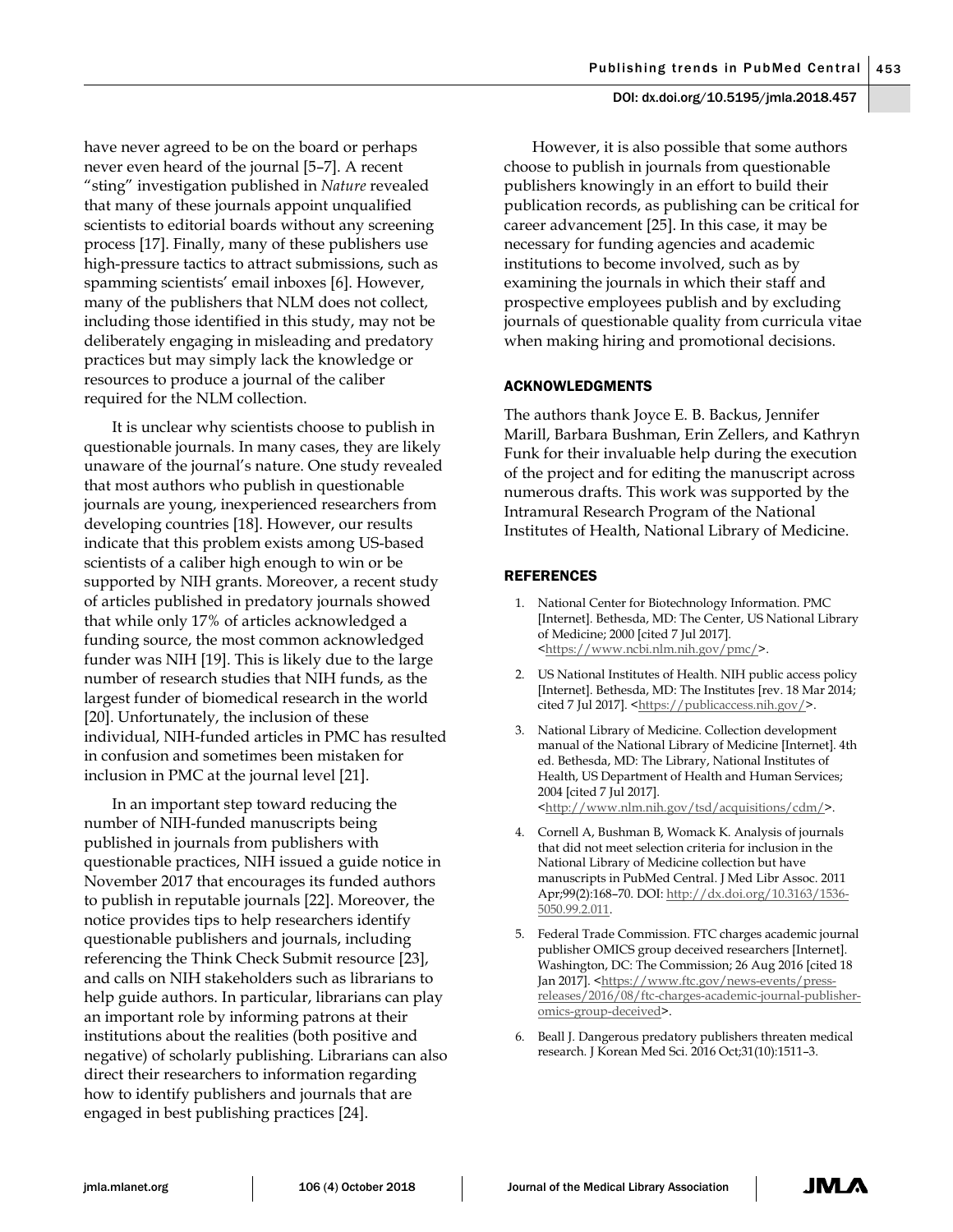have never agreed to be on the board or perhaps never even heard of the journal [5–7]. A recent "sting" investigation published in *Nature* revealed that many of these journals appoint unqualified scientists to editorial boards without any screening process [17]. Finally, many of these publishers use high-pressure tactics to attract submissions, such as spamming scientists' email inboxes [6]. However, many of the publishers that NLM does not collect, including those identified in this study, may not be deliberately engaging in misleading and predatory practices but may simply lack the knowledge or resources to produce a journal of the caliber required for the NLM collection.

It is unclear why scientists choose to publish in questionable journals. In many cases, they are likely unaware of the journal's nature. One study revealed that most authors who publish in questionable journals are young, inexperienced researchers from developing countries [18]. However, our results indicate that this problem exists among US-based scientists of a caliber high enough to win or be supported by NIH grants. Moreover, a recent study of articles published in predatory journals showed that while only 17% of articles acknowledged a funding source, the most common acknowledged funder was NIH [19]. This is likely due to the large number of research studies that NIH funds, as the largest funder of biomedical research in the world [20]. Unfortunately, the inclusion of these individual, NIH-funded articles in PMC has resulted in confusion and sometimes been mistaken for inclusion in PMC at the journal level [21].

In an important step toward reducing the number of NIH-funded manuscripts being published in journals from publishers with questionable practices, NIH issued a guide notice in November 2017 that encourages its funded authors to publish in reputable journals [22]. Moreover, the notice provides tips to help researchers identify questionable publishers and journals, including referencing the Think Check Submit resource [23], and calls on NIH stakeholders such as librarians to help guide authors. In particular, librarians can play an important role by informing patrons at their institutions about the realities (both positive and negative) of scholarly publishing. Librarians can also direct their researchers to information regarding how to identify publishers and journals that are engaged in best publishing practices [24].

However, it is also possible that some authors choose to publish in journals from questionable publishers knowingly in an effort to build their publication records, as publishing can be critical for career advancement [25]. In this case, it may be necessary for funding agencies and academic institutions to become involved, such as by examining the journals in which their staff and prospective employees publish and by excluding journals of questionable quality from curricula vitae when making hiring and promotional decisions.

## ACKNOWLEDGMENTS

The authors thank Joyce E. B. Backus, Jennifer Marill, Barbara Bushman, Erin Zellers, and Kathryn Funk for their invaluable help during the execution of the project and for editing the manuscript across numerous drafts. This work was supported by the Intramural Research Program of the National Institutes of Health, National Library of Medicine.

## REFERENCES

1. National Center for Biotechnology Information. PMC [Internet]. Bethesda, MD: The Center, US National Library of Medicine; 2000 [cited 7 Jul 2017]. <https://www.ncbi.nlm.nih.gov/pmc/>.
2. US National Institutes of Health. NIH public access policy [Internet]. Bethesda, MD: The Institutes [rev. 18 Mar 2014; cited 7 Jul 2017]. <https://publicaccess.nih.gov/>.
3. National Library of Medicine. Collection development manual of the National Library of Medicine [Internet]. 4th ed. Bethesda, MD: The Library, National Institutes of Health, US Department of Health and Human Services; 2004 [cited 7 Jul 2017]. <http://www.nlm.nih.gov/tsd/acquisitions/cdm/>.
4. Cornell A, Bushman B, Womack K. Analysis of journals that did not meet selection criteria for inclusion in the National Library of Medicine collection but have manuscripts in PubMed Central. J Med Libr Assoc. 2011 Apr;99(2):168–70. DOI: http://dx.doi.org/10.3163/1536-5050.99.2.011.
5. Federal Trade Commission. FTC charges academic journal publisher OMICS group deceived researchers [Internet]. Washington, DC: The Commission; 26 Aug 2016 [cited 18 Jan 2017]. <https://www.ftc.gov/news-events/press-releases/2016/08/ftc-charges-academic-journal-publisher-omics-group-deceived>.
6. Beall J. Dangerous predatory publishers threaten medical research. J Korean Med Sci. 2016 Oct;31(10):1511–3.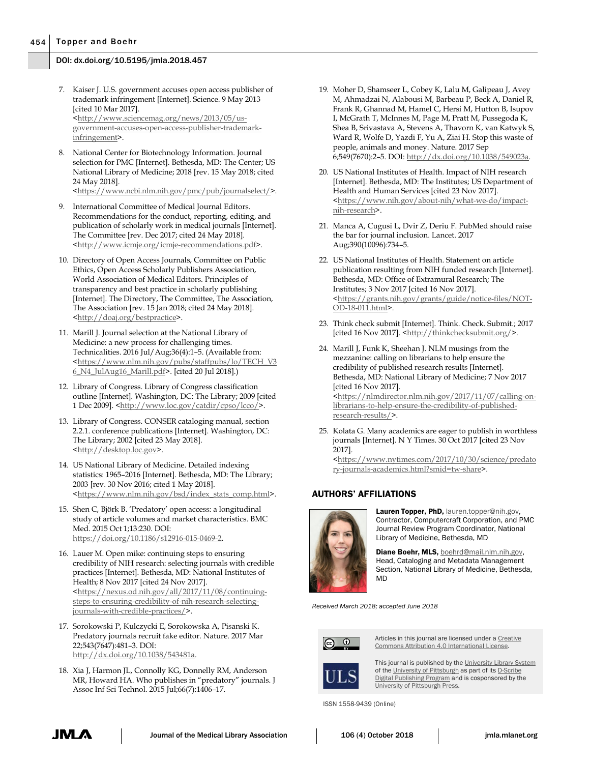7. Kaiser J. U.S. government accuses open access publisher of trademark infringement [Internet]. Science. 9 May 2013 [cited 10 Mar 2017]. <http://www.sciencemag.org/news/2013/05/us-government-accuses-open-access-publisher-trademark-infringement>.

8. National Center for Biotechnology Information. Journal selection for PMC [Internet]. Bethesda, MD: The Center; US National Library of Medicine; 2018 [rev. 15 May 2018; cited 24 May 2018]. <https://www.ncbi.nlm.nih.gov/pmc/pub/journalselect/>.

9. International Committee of Medical Journal Editors. Recommendations for the conduct, reporting, editing, and publication of scholarly work in medical journals [Internet]. The Committee [rev. Dec 2017; cited 24 May 2018]. <http://www.icmje.org/icmje-recommendations.pdf>.

10. Directory of Open Access Journals, Committee on Public Ethics, Open Access Scholarly Publishers Association, World Association of Medical Editors. Principles of transparency and best practice in scholarly publishing [Internet]. The Directory, The Committee, The Association, The Association [rev. 15 Jan 2018; cited 24 May 2018]. <http://doaj.org/bestpractice>.

11. Marill J. Journal selection at the National Library of Medicine: a new process for challenging times. Technicalities. 2016 Jul/Aug;36(4):1–5. (Available from: <https://www.nlm.nih.gov/pubs/staffpubs/lo/TECH_V36_N4_JulAug16_Marill.pdf>. [cited 20 Jul 2018].)

12. Library of Congress. Library of Congress classification outline [Internet]. Washington, DC: The Library; 2009 [cited 1 Dec 2009]. <http://www.loc.gov/catdir/cpso/lcco/>.

13. Library of Congress. CONSER cataloging manual, section 2.2.1. conference publications [Internet]. Washington, DC: The Library; 2002 [cited 23 May 2018]. <http://desktop.loc.gov>.

14. US National Library of Medicine. Detailed indexing statistics: 1965–2016 [Internet]. Bethesda, MD: The Library; 2003 [rev. 30 Nov 2016; cited 1 May 2018]. <https://www.nlm.nih.gov/bsd/index_stats_comp.html>.

15. Shen C, Björk B. 'Predatory' open access: a longitudinal study of article volumes and market characteristics. BMC Med. 2015 Oct 1;13:230. DOI: https://doi.org/10.1186/s12916-015-0469-2.

16. Lauer M. Open mike: continuing steps to ensuring credibility of NIH research: selecting journals with credible practices [Internet]. Bethesda, MD: National Institutes of Health; 8 Nov 2017 [cited 24 Nov 2017]. <https://nexus.od.nih.gov/all/2017/11/08/continuing-steps-to-ensuring-credibility-of-nih-research-selecting-journals-with-credible-practices/>.

17. Sorokowski P, Kulczycki E, Sorokowska A, Pisanski K. Predatory journals recruit fake editor. Nature. 2017 Mar 22;543(7647):481–3. DOI: http://dx.doi.org/10.1038/543481a.

18. Xia J, Harmon JL, Connolly KG, Donnelly RM, Anderson MR, Howard HA. Who publishes in "predatory" journals. J Assoc Inf Sci Technol. 2015 Jul;66(7):1406–17.

19. Moher D, Shamseer L, Cobey K, Lalu M, Galipeau J, Avey M, Ahmadzai N, Alabousi M, Barbeau P, Beck A, Daniel R, Frank R, Ghannad M, Hamel C, Hersi M, Hutton B, Isupov I, McGrath T, McInnes M, Page M, Pratt M, Pussegoda K, Shea B, Srivastava A, Stevens A, Thavorn K, van Katwyk S, Ward R, Wolfe D, Yazdi F, Yu A, Ziai H. Stop this waste of people, animals and money. Nature. 2017 Sep 6;549(7670):2–5. DOI: http://dx.doi.org/10.1038/549023a.

20. US National Institutes of Health. Impact of NIH research [Internet]. Bethesda, MD: The Institutes; US Department of Health and Human Services [cited 23 Nov 2017]. <https://www.nih.gov/about-nih/what-we-do/impact-nih-research>.

21. Manca A, Cugusi L, Dvir Z, Deriu F. PubMed should raise the bar for journal inclusion. Lancet. 2017 Aug;390(10096):734–5.

22. US National Institutes of Health. Statement on article publication resulting from NIH funded research [Internet]. Bethesda, MD: Office of Extramural Research; The Institutes; 3 Nov 2017 [cited 16 Nov 2017]. <https://grants.nih.gov/grants/guide/notice-files/NOT-OD-18-011.html>.

23. Think check submit [Internet]. Think. Check. Submit.; 2017 [cited 16 Nov 2017]. <http://thinkchecksubmit.org/>.

24. Marill J, Funk K, Sheehan J. NLM musings from the mezzanine: calling on librarians to help ensure the credibility of published research results [Internet]. Bethesda, MD: National Library of Medicine; 7 Nov 2017 [cited 16 Nov 2017]. <https://nlmdirector.nlm.nih.gov/2017/11/07/calling-on-librarians-to-help-ensure-the-credibility-of-published-research-results/>.

25. Kolata G. Many academics are eager to publish in worthless journals [Internet]. N Y Times. 30 Oct 2017 [cited 23 Nov 2017]. <https://www.nytimes.com/2017/10/30/science/predatory-journals-academics.html?smid=tw-share>.

## AUTHORS' AFFILIATIONS

**Lauren Topper, PhD,** lauren.topper@nih.gov, Contractor, Computercraft Corporation, and PMC Journal Review Program Coordinator, National Library of Medicine, Bethesda, MD

**Diane Boehr, MLS,** boehrd@mail.nlm.nih.gov, Head, Cataloging and Metadata Management Section, National Library of Medicine, Bethesda, MD

*Received March 2018; accepted June 2018*

Articles in this journal are licensed under a Creative Commons Attribution 4.0 International License.

This journal is published by the University Library System of the University of Pittsburgh as part of its D-Scribe Digital Publishing Program and is cosponsored by the University of Pittsburgh Press.

ISSN 1558-9439 (Online)